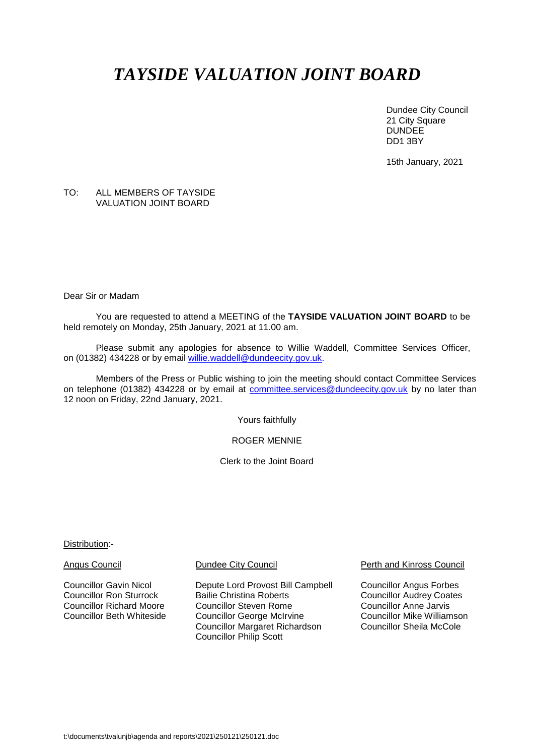# *TAYSIDE VALUATION JOINT BOARD*

Dundee City Council
21 City Square
DUNDEE
DD1 3BY

15th January, 2021

TO: ALL MEMBERS OF TAYSIDE VALUATION JOINT BOARD

Dear Sir or Madam

You are requested to attend a MEETING of the **TAYSIDE VALUATION JOINT BOARD** to be held remotely on Monday, 25th January, 2021 at 11.00 am.

Please submit any apologies for absence to Willie Waddell, Committee Services Officer, on (01382) 434228 or by email willie.waddell@dundeecity.gov.uk.

Members of the Press or Public wishing to join the meeting should contact Committee Services on telephone (01382) 434228 or by email at committee.services@dundeecity.gov.uk by no later than 12 noon on Friday, 22nd January, 2021.

Yours faithfully

ROGER MENNIE

Clerk to the Joint Board

Distribution:-

Angus Council

Councillor Gavin Nicol
Councillor Ron Sturrock
Councillor Richard Moore
Councillor Beth Whiteside

Dundee City Council

Depute Lord Provost Bill Campbell
Bailie Christina Roberts
Councillor Steven Rome
Councillor George McIrvine
Councillor Margaret Richardson
Councillor Philip Scott

Perth and Kinross Council

Councillor Angus Forbes
Councillor Audrey Coates
Councillor Anne Jarvis
Councillor Mike Williamson
Councillor Sheila McCole

t:\documents\tvalunjb\agenda and reports\2021\250121\250121.doc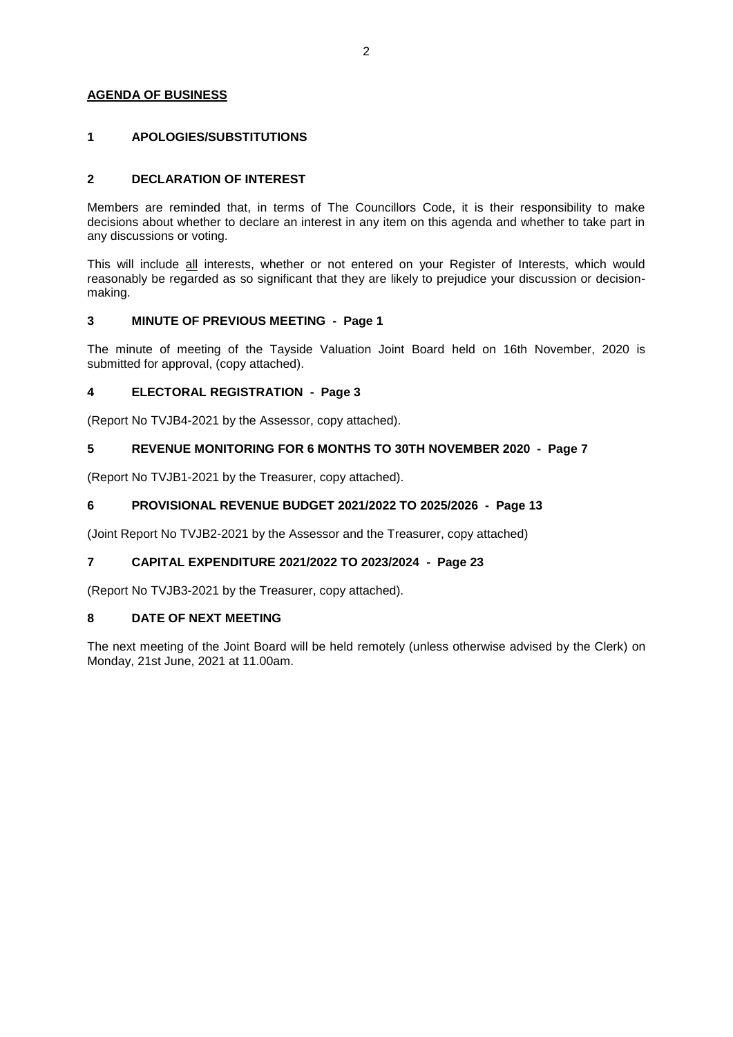## AGENDA OF BUSINESS

### 1 APOLOGIES/SUBSTITUTIONS

### 2 DECLARATION OF INTEREST

Members are reminded that, in terms of The Councillors Code, it is their responsibility to make decisions about whether to declare an interest in any item on this agenda and whether to take part in any discussions or voting.

This will include all interests, whether or not entered on your Register of Interests, which would reasonably be regarded as so significant that they are likely to prejudice your discussion or decision-making.

### 3 MINUTE OF PREVIOUS MEETING - Page 1

The minute of meeting of the Tayside Valuation Joint Board held on 16th November, 2020 is submitted for approval, (copy attached).

### 4 ELECTORAL REGISTRATION - Page 3

(Report No TVJB4-2021 by the Assessor, copy attached).

### 5 REVENUE MONITORING FOR 6 MONTHS TO 30TH NOVEMBER 2020 - Page 7

(Report No TVJB1-2021 by the Treasurer, copy attached).

### 6 PROVISIONAL REVENUE BUDGET 2021/2022 TO 2025/2026 - Page 13

(Joint Report No TVJB2-2021 by the Assessor and the Treasurer, copy attached)

### 7 CAPITAL EXPENDITURE 2021/2022 TO 2023/2024 - Page 23

(Report No TVJB3-2021 by the Treasurer, copy attached).

### 8 DATE OF NEXT MEETING

The next meeting of the Joint Board will be held remotely (unless otherwise advised by the Clerk) on Monday, 21st June, 2021 at 11.00am.